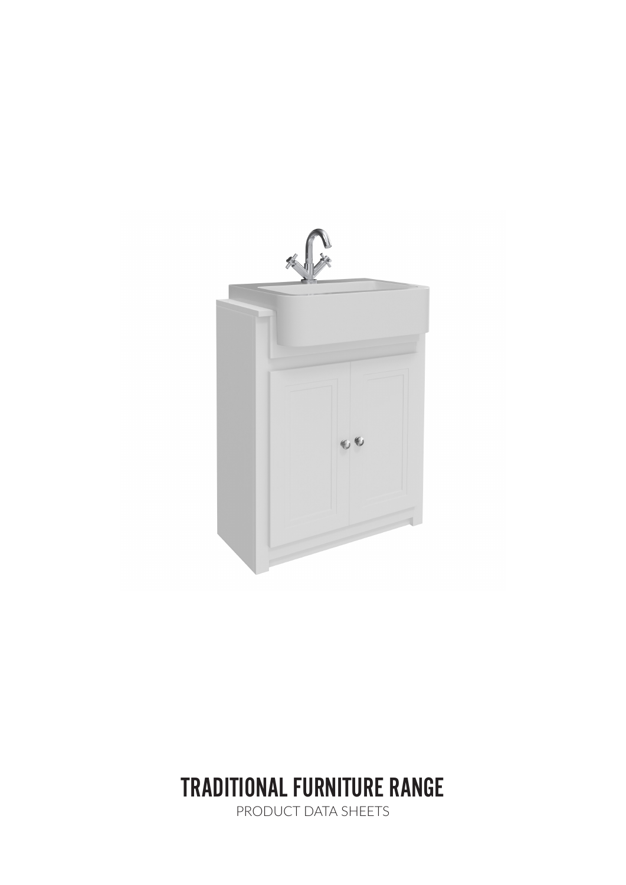# TRADITIONAL FURNITURE RANGE

PRODUCT DATA SHEETS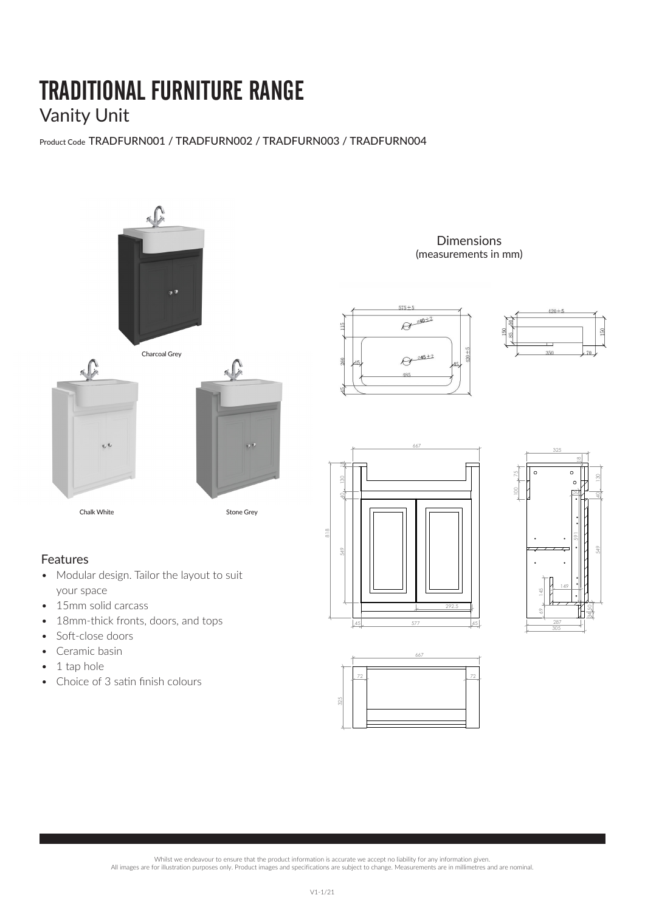# TRADITIONAL FURNITURE RANGE

## Vanity Unit

Product Code TRADFURN001 / TRADFURN002 / TRADFURN003 / TRADFURN004

Charcoal Grey

Chalk White

Stone Grey

Dimensions
(measurements in mm)

### Features

- Modular design. Tailor the layout to suit your space
- 15mm solid carcass
- 18mm-thick fronts, doors, and tops
- Soft-close doors
- Ceramic basin
- 1 tap hole
- Choice of 3 satin finish colours

Whilst we endeavour to ensure that the product information is accurate we accept no liability for any information given.
All images are for illustration purposes only. Product images and specifications are subject to change. Measurements are in millimetres and are nominal.

V1-1/21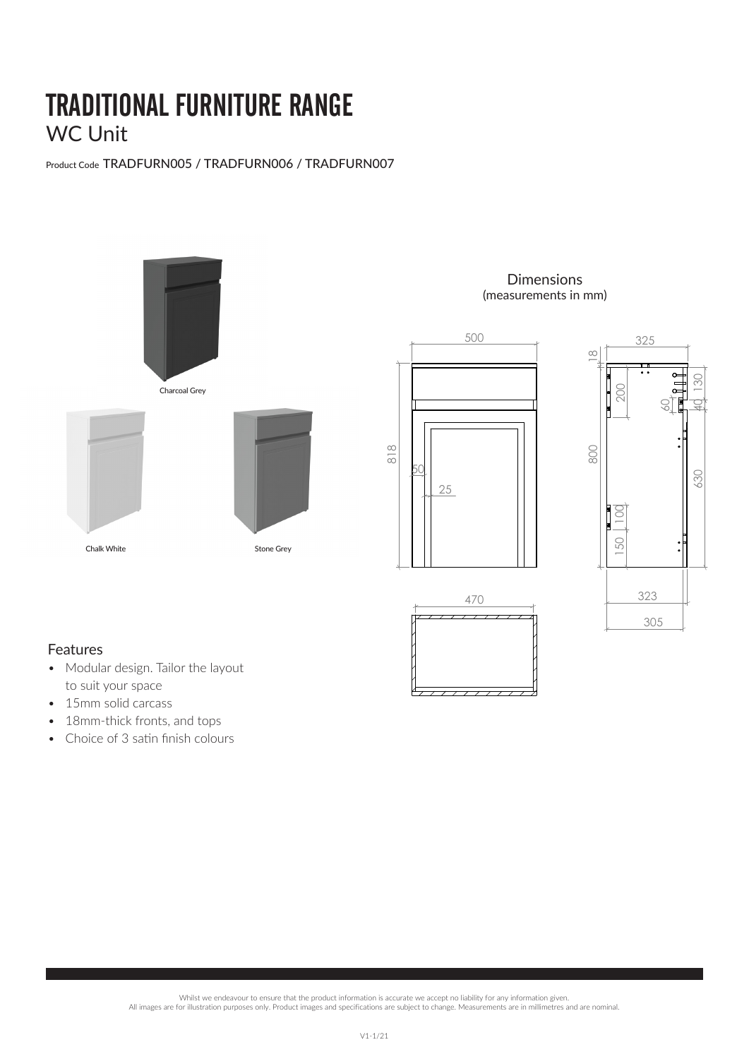# TRADITIONAL FURNITURE RANGE

## WC Unit

Product Code TRADFURN005 / TRADFURN006 / TRADFURN007

Charcoal Grey

Chalk White

Stone Grey

Dimensions
(measurements in mm)

### Features

- Modular design. Tailor the layout to suit your space
- 15mm solid carcass
- 18mm-thick fronts, and tops
- Choice of 3 satin finish colours

Whilst we endeavour to ensure that the product information is accurate we accept no liability for any information given.
All images are for illustration purposes only. Product images and specifications are subject to change. Measurements are in millimetres and are nominal.

V1-1/21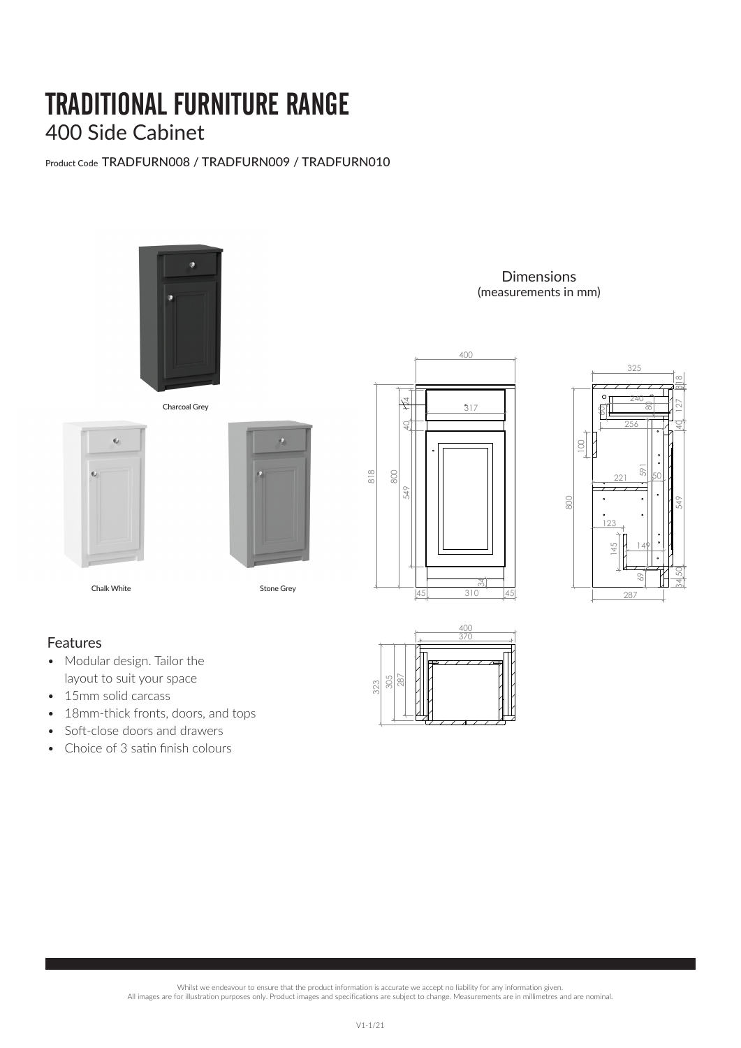# TRADITIONAL FURNITURE RANGE

## 400 Side Cabinet

Product Code TRADFURN008 / TRADFURN009 / TRADFURN010

Charcoal Grey

Chalk White

Stone Grey

Dimensions
(measurements in mm)

### Features

- Modular design. Tailor the layout to suit your space
- 15mm solid carcass
- 18mm-thick fronts, doors, and tops
- Soft-close doors and drawers
- Choice of 3 satin finish colours

Whilst we endeavour to ensure that the product information is accurate we accept no liability for any information given.
All images are for illustration purposes only. Product images and specifications are subject to change. Measurements are in millimetres and are nominal.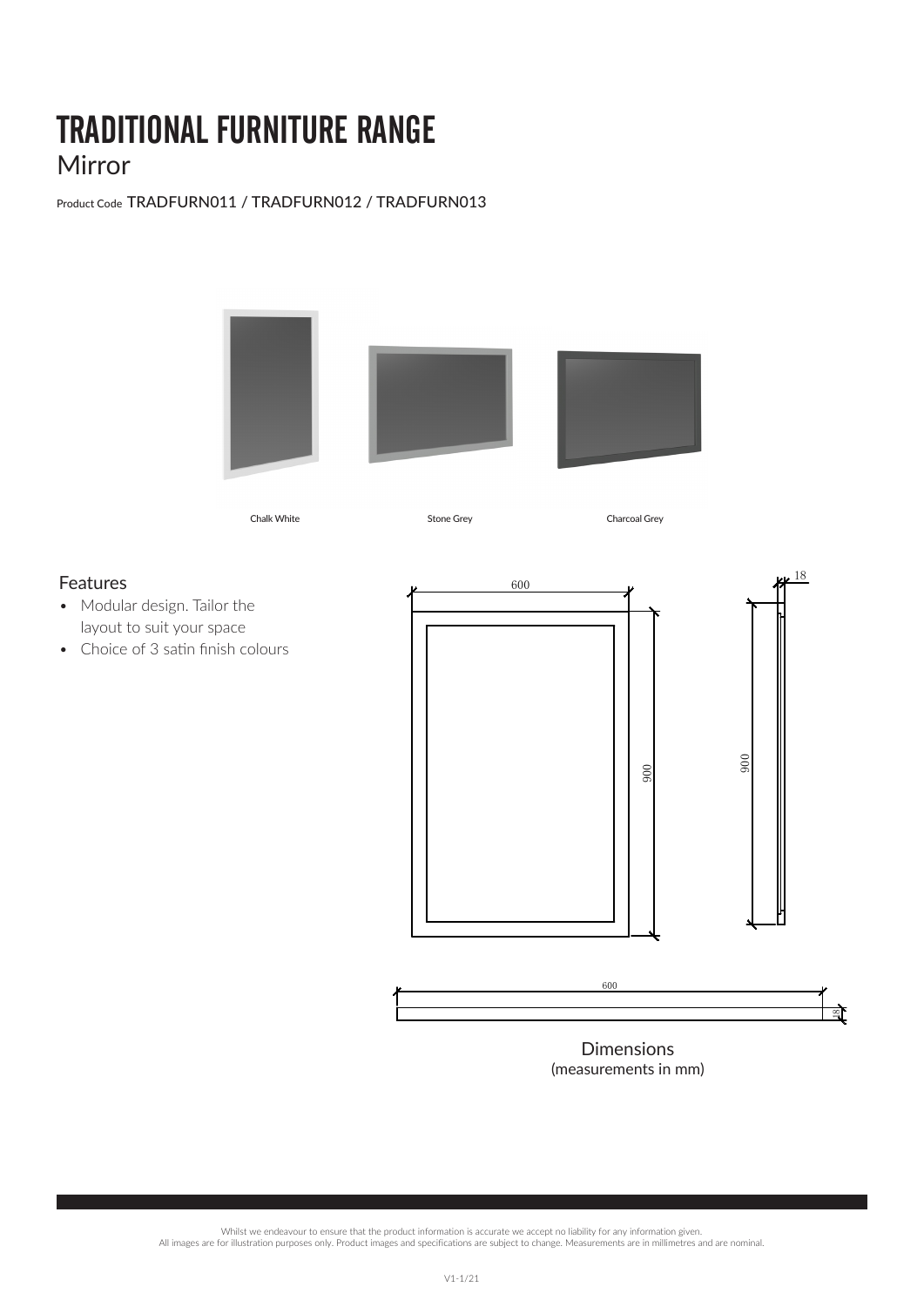# TRADITIONAL FURNITURE RANGE

## Mirror

Product Code TRADFURN011 / TRADFURN012 / TRADFURN013

Chalk White

Stone Grey

Charcoal Grey

### Features

- Modular design. Tailor the layout to suit your space
- Choice of 3 satin finish colours

600

900

18

900

600

18

Dimensions
(measurements in mm)

Whilst we endeavour to ensure that the product information is accurate we accept no liability for any information given.
All images are for illustration purposes only. Product images and specifications are subject to change. Measurements are in millimetres and are nominal.

V1-1/21